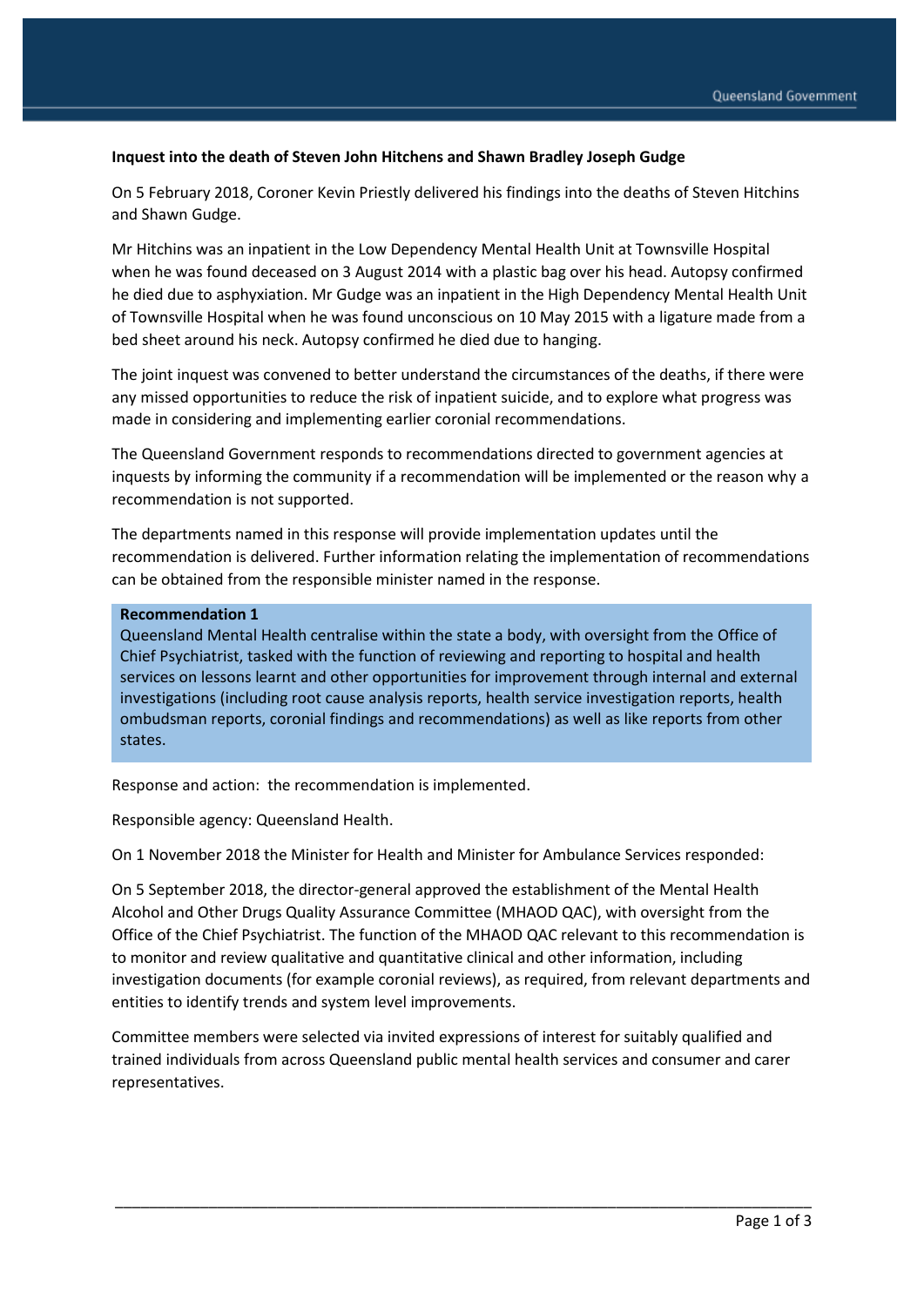**Inquest into the death of Steven John Hitchens and Shawn Bradley Joseph Gudge**

On 5 February 2018, Coroner Kevin Priestly delivered his findings into the deaths of Steven Hitchins and Shawn Gudge.

Mr Hitchins was an inpatient in the Low Dependency Mental Health Unit at Townsville Hospital when he was found deceased on 3 August 2014 with a plastic bag over his head. Autopsy confirmed he died due to asphyxiation. Mr Gudge was an inpatient in the High Dependency Mental Health Unit of Townsville Hospital when he was found unconscious on 10 May 2015 with a ligature made from a bed sheet around his neck. Autopsy confirmed he died due to hanging.

The joint inquest was convened to better understand the circumstances of the deaths, if there were any missed opportunities to reduce the risk of inpatient suicide, and to explore what progress was made in considering and implementing earlier coronial recommendations.

The Queensland Government responds to recommendations directed to government agencies at inquests by informing the community if a recommendation will be implemented or the reason why a recommendation is not supported.

The departments named in this response will provide implementation updates until the recommendation is delivered. Further information relating the implementation of recommendations can be obtained from the responsible minister named in the response.

**Recommendation 1**
Queensland Mental Health centralise within the state a body, with oversight from the Office of Chief Psychiatrist, tasked with the function of reviewing and reporting to hospital and health services on lessons learnt and other opportunities for improvement through internal and external investigations (including root cause analysis reports, health service investigation reports, health ombudsman reports, coronial findings and recommendations) as well as like reports from other states.

Response and action: the recommendation is implemented.

Responsible agency: Queensland Health.

On 1 November 2018 the Minister for Health and Minister for Ambulance Services responded:

On 5 September 2018, the director-general approved the establishment of the Mental Health Alcohol and Other Drugs Quality Assurance Committee (MHAOD QAC), with oversight from the Office of the Chief Psychiatrist. The function of the MHAOD QAC relevant to this recommendation is to monitor and review qualitative and quantitative clinical and other information, including investigation documents (for example coronial reviews), as required, from relevant departments and entities to identify trends and system level improvements.

Committee members were selected via invited expressions of interest for suitably qualified and trained individuals from across Queensland public mental health services and consumer and carer representatives.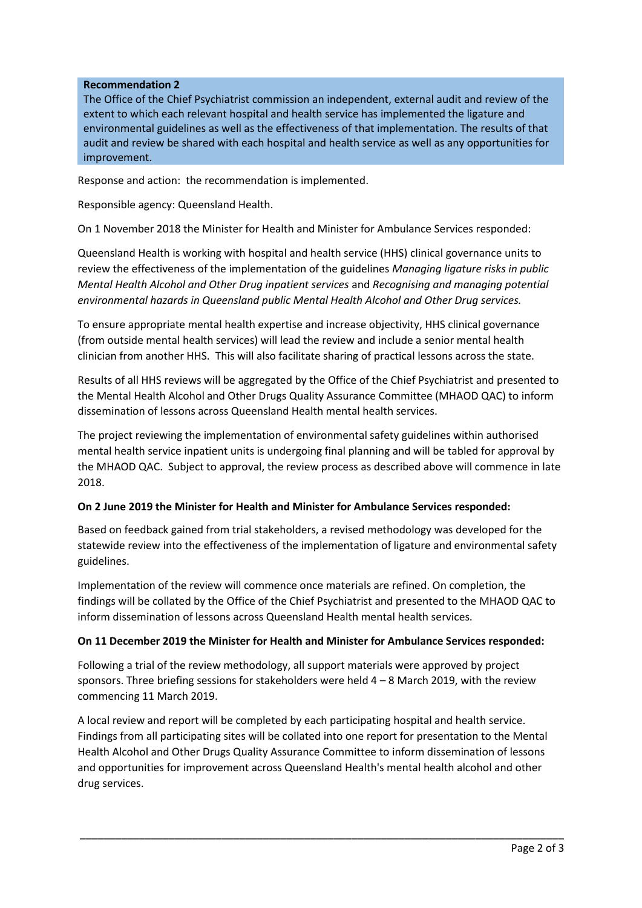**Recommendation 2**

The Office of the Chief Psychiatrist commission an independent, external audit and review of the extent to which each relevant hospital and health service has implemented the ligature and environmental guidelines as well as the effectiveness of that implementation. The results of that audit and review be shared with each hospital and health service as well as any opportunities for improvement.

Response and action: the recommendation is implemented.

Responsible agency: Queensland Health.

On 1 November 2018 the Minister for Health and Minister for Ambulance Services responded:

Queensland Health is working with hospital and health service (HHS) clinical governance units to review the effectiveness of the implementation of the guidelines *Managing ligature risks in public Mental Health Alcohol and Other Drug inpatient services* and *Recognising and managing potential environmental hazards in Queensland public Mental Health Alcohol and Other Drug services.*

To ensure appropriate mental health expertise and increase objectivity, HHS clinical governance (from outside mental health services) will lead the review and include a senior mental health clinician from another HHS. This will also facilitate sharing of practical lessons across the state.

Results of all HHS reviews will be aggregated by the Office of the Chief Psychiatrist and presented to the Mental Health Alcohol and Other Drugs Quality Assurance Committee (MHAOD QAC) to inform dissemination of lessons across Queensland Health mental health services.

The project reviewing the implementation of environmental safety guidelines within authorised mental health service inpatient units is undergoing final planning and will be tabled for approval by the MHAOD QAC. Subject to approval, the review process as described above will commence in late 2018.

**On 2 June 2019 the Minister for Health and Minister for Ambulance Services responded:**

Based on feedback gained from trial stakeholders, a revised methodology was developed for the statewide review into the effectiveness of the implementation of ligature and environmental safety guidelines.

Implementation of the review will commence once materials are refined. On completion, the findings will be collated by the Office of the Chief Psychiatrist and presented to the MHAOD QAC to inform dissemination of lessons across Queensland Health mental health services.

**On 11 December 2019 the Minister for Health and Minister for Ambulance Services responded:**

Following a trial of the review methodology, all support materials were approved by project sponsors. Three briefing sessions for stakeholders were held 4 – 8 March 2019, with the review commencing 11 March 2019.

A local review and report will be completed by each participating hospital and health service. Findings from all participating sites will be collated into one report for presentation to the Mental Health Alcohol and Other Drugs Quality Assurance Committee to inform dissemination of lessons and opportunities for improvement across Queensland Health's mental health alcohol and other drug services.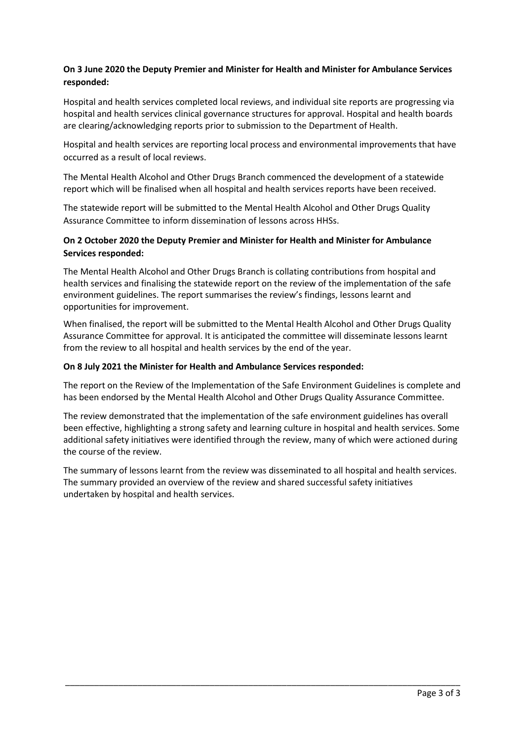**On 3 June 2020 the Deputy Premier and Minister for Health and Minister for Ambulance Services responded:**

Hospital and health services completed local reviews, and individual site reports are progressing via hospital and health services clinical governance structures for approval. Hospital and health boards are clearing/acknowledging reports prior to submission to the Department of Health.

Hospital and health services are reporting local process and environmental improvements that have occurred as a result of local reviews.

The Mental Health Alcohol and Other Drugs Branch commenced the development of a statewide report which will be finalised when all hospital and health services reports have been received.

The statewide report will be submitted to the Mental Health Alcohol and Other Drugs Quality Assurance Committee to inform dissemination of lessons across HHSs.

**On 2 October 2020 the Deputy Premier and Minister for Health and Minister for Ambulance Services responded:**

The Mental Health Alcohol and Other Drugs Branch is collating contributions from hospital and health services and finalising the statewide report on the review of the implementation of the safe environment guidelines. The report summarises the review's findings, lessons learnt and opportunities for improvement.

When finalised, the report will be submitted to the Mental Health Alcohol and Other Drugs Quality Assurance Committee for approval. It is anticipated the committee will disseminate lessons learnt from the review to all hospital and health services by the end of the year.

**On 8 July 2021 the Minister for Health and Ambulance Services responded:**

The report on the Review of the Implementation of the Safe Environment Guidelines is complete and has been endorsed by the Mental Health Alcohol and Other Drugs Quality Assurance Committee.

The review demonstrated that the implementation of the safe environment guidelines has overall been effective, highlighting a strong safety and learning culture in hospital and health services. Some additional safety initiatives were identified through the review, many of which were actioned during the course of the review.

The summary of lessons learnt from the review was disseminated to all hospital and health services. The summary provided an overview of the review and shared successful safety initiatives undertaken by hospital and health services.